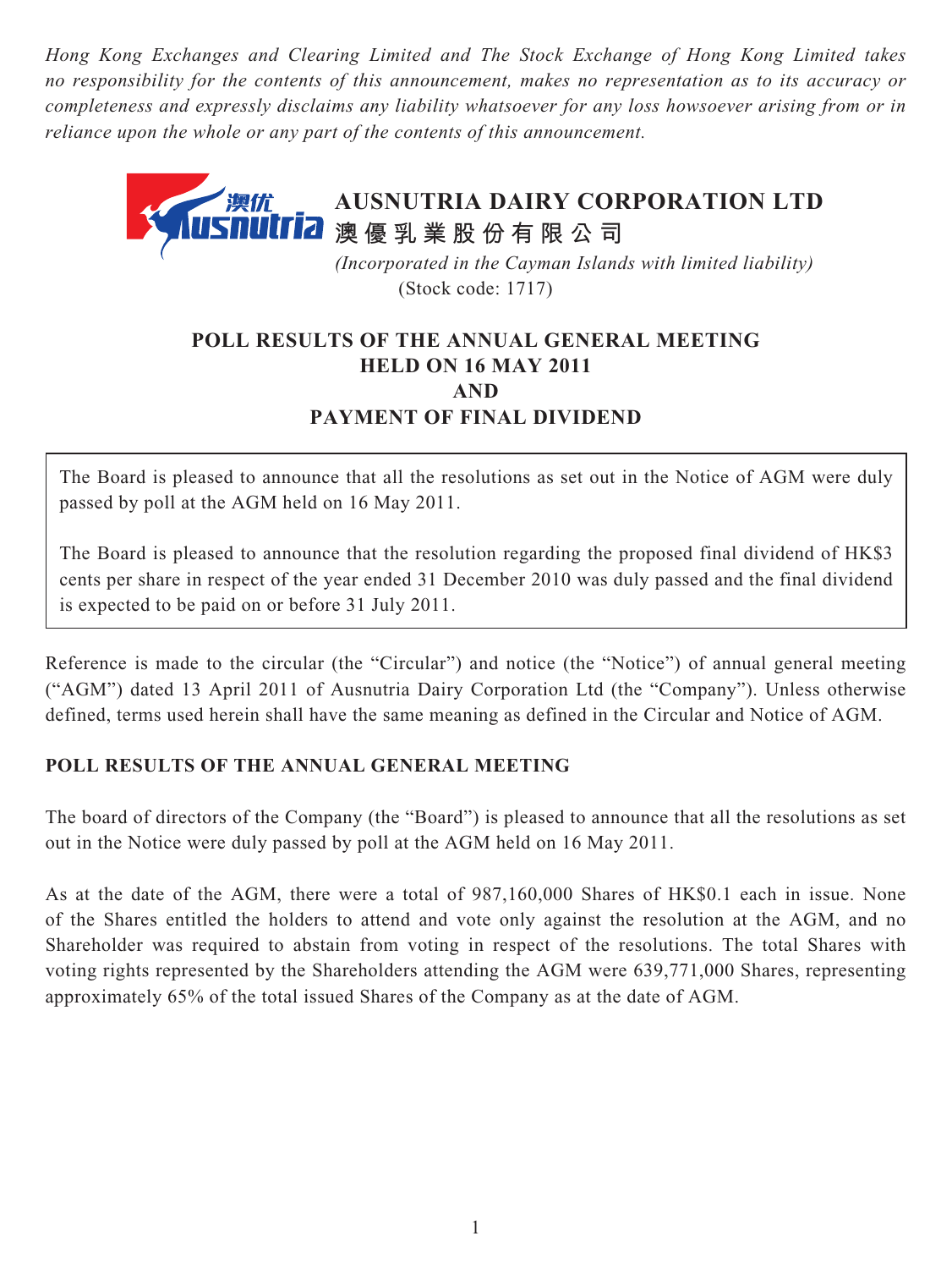*Hong Kong Exchanges and Clearing Limited and The Stock Exchange of Hong Kong Limited takes no responsibility for the contents of this announcement, makes no representation as to its accuracy or completeness and expressly disclaims any liability whatsoever for any loss howsoever arising from or in reliance upon the whole or any part of the contents of this announcement.*

# AUSNUTRIA DAIRY CORPORATION LTD
# 澳優乳業股份有限公司

*(Incorporated in the Cayman Islands with limited liability)*
(Stock code: 1717)

## POLL RESULTS OF THE ANNUAL GENERAL MEETING HELD ON 16 MAY 2011 AND PAYMENT OF FINAL DIVIDEND

The Board is pleased to announce that all the resolutions as set out in the Notice of AGM were duly passed by poll at the AGM held on 16 May 2011.

The Board is pleased to announce that the resolution regarding the proposed final dividend of HK$3 cents per share in respect of the year ended 31 December 2010 was duly passed and the final dividend is expected to be paid on or before 31 July 2011.

Reference is made to the circular (the "Circular") and notice (the "Notice") of annual general meeting ("AGM") dated 13 April 2011 of Ausnutria Dairy Corporation Ltd (the "Company"). Unless otherwise defined, terms used herein shall have the same meaning as defined in the Circular and Notice of AGM.

**POLL RESULTS OF THE ANNUAL GENERAL MEETING**

The board of directors of the Company (the "Board") is pleased to announce that all the resolutions as set out in the Notice were duly passed by poll at the AGM held on 16 May 2011.

As at the date of the AGM, there were a total of 987,160,000 Shares of HK$0.1 each in issue. None of the Shares entitled the holders to attend and vote only against the resolution at the AGM, and no Shareholder was required to abstain from voting in respect of the resolutions. The total Shares with voting rights represented by the Shareholders attending the AGM were 639,771,000 Shares, representing approximately 65% of the total issued Shares of the Company as at the date of AGM.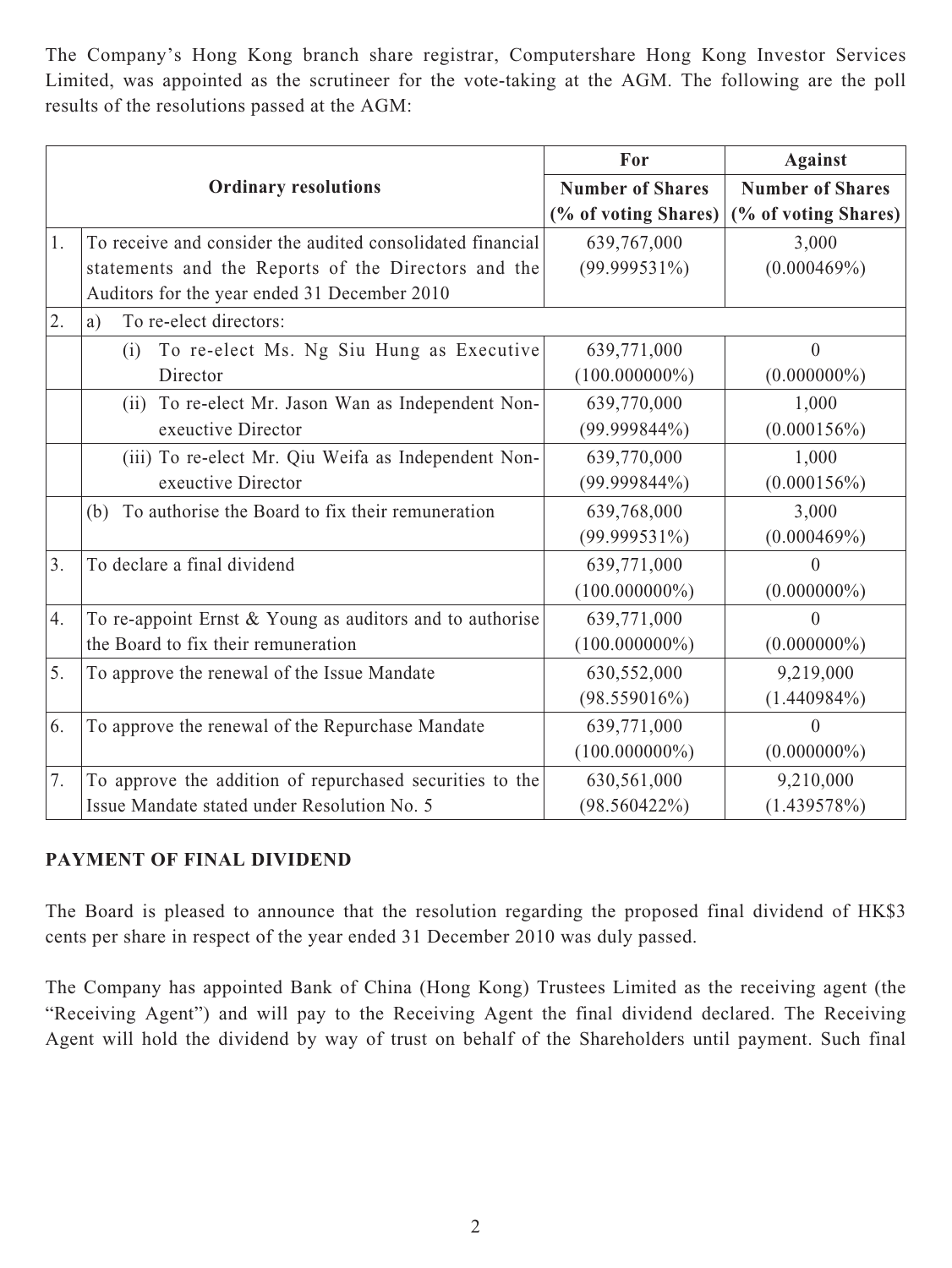The Company's Hong Kong branch share registrar, Computershare Hong Kong Investor Services Limited, was appointed as the scrutineer for the vote-taking at the AGM. The following are the poll results of the resolutions passed at the AGM:

| | Ordinary resolutions | For<br>Number of Shares<br>(% of voting Shares) | Against<br>Number of Shares<br>(% of voting Shares) |
|---|---|---|---|
| 1. | To receive and consider the audited consolidated financial statements and the Reports of the Directors and the Auditors for the year ended 31 December 2010 | 639,767,000<br>(99.999531%) | 3,000<br>(0.000469%) |
| 2. | a) To re-elect directors: | | |
| | (i) To re-elect Ms. Ng Siu Hung as Executive Director | 639,771,000<br>(100.000000%) | 0<br>(0.000000%) |
| | (ii) To re-elect Mr. Jason Wan as Independent Non-exeuctive Director | 639,770,000<br>(99.999844%) | 1,000<br>(0.000156%) |
| | (iii) To re-elect Mr. Qiu Weifa as Independent Non-exeuctive Director | 639,770,000<br>(99.999844%) | 1,000<br>(0.000156%) |
| | (b) To authorise the Board to fix their remuneration | 639,768,000<br>(99.999531%) | 3,000<br>(0.000469%) |
| 3. | To declare a final dividend | 639,771,000<br>(100.000000%) | 0<br>(0.000000%) |
| 4. | To re-appoint Ernst & Young as auditors and to authorise the Board to fix their remuneration | 639,771,000<br>(100.000000%) | 0<br>(0.000000%) |
| 5. | To approve the renewal of the Issue Mandate | 630,552,000<br>(98.559016%) | 9,219,000<br>(1.440984%) |
| 6. | To approve the renewal of the Repurchase Mandate | 639,771,000<br>(100.000000%) | 0<br>(0.000000%) |
| 7. | To approve the addition of repurchased securities to the Issue Mandate stated under Resolution No. 5 | 630,561,000<br>(98.560422%) | 9,210,000<br>(1.439578%) |

## PAYMENT OF FINAL DIVIDEND

The Board is pleased to announce that the resolution regarding the proposed final dividend of HK$3 cents per share in respect of the year ended 31 December 2010 was duly passed.

The Company has appointed Bank of China (Hong Kong) Trustees Limited as the receiving agent (the "Receiving Agent") and will pay to the Receiving Agent the final dividend declared. The Receiving Agent will hold the dividend by way of trust on behalf of the Shareholders until payment. Such final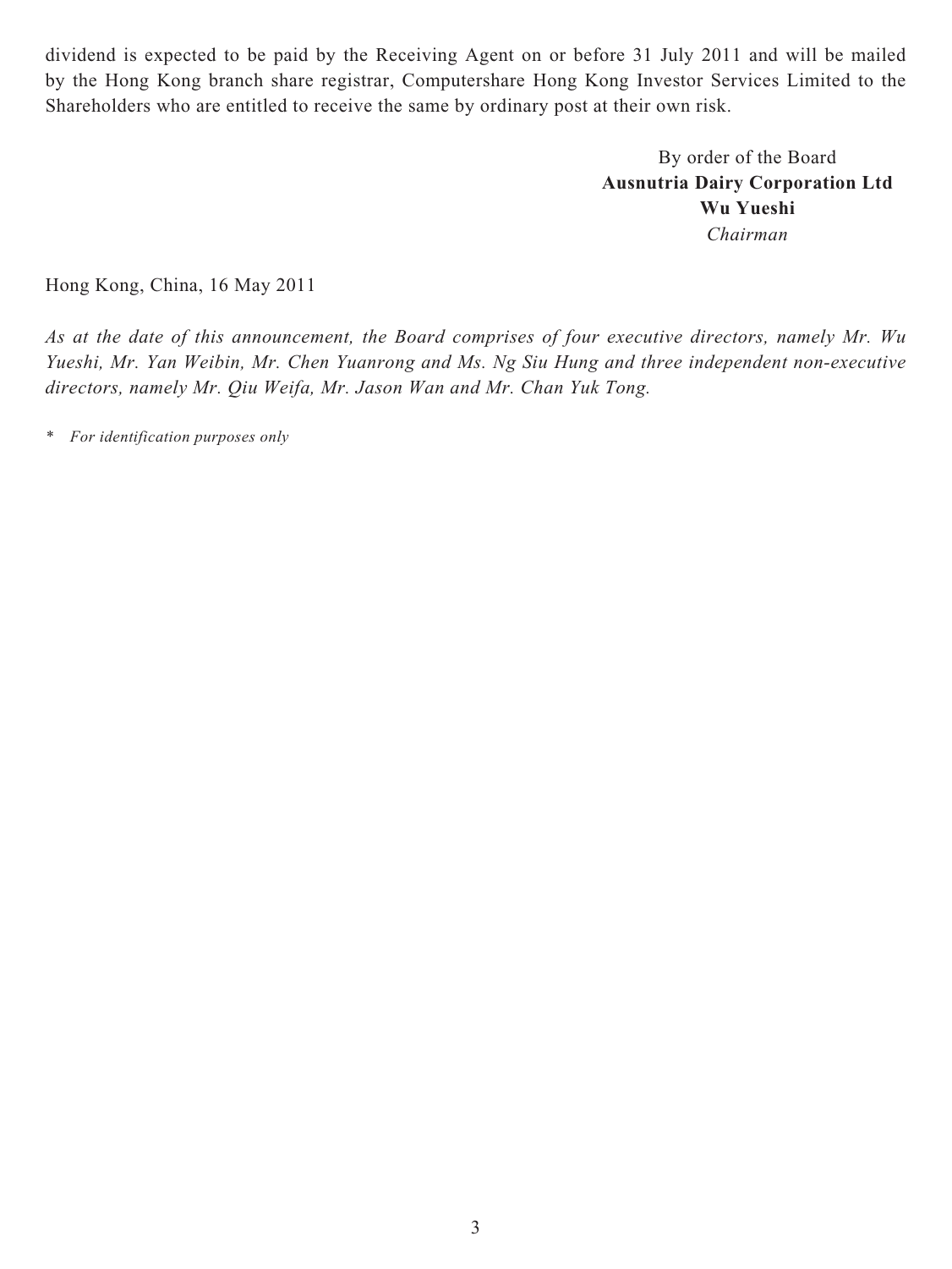dividend is expected to be paid by the Receiving Agent on or before 31 July 2011 and will be mailed by the Hong Kong branch share registrar, Computershare Hong Kong Investor Services Limited to the Shareholders who are entitled to receive the same by ordinary post at their own risk.

By order of the Board
**Ausnutria Dairy Corporation Ltd**
**Wu Yueshi**
*Chairman*

Hong Kong, China, 16 May 2011

*As at the date of this announcement, the Board comprises of four executive directors, namely Mr. Wu Yueshi, Mr. Yan Weibin, Mr. Chen Yuanrong and Ms. Ng Siu Hung and three independent non-executive directors, namely Mr. Qiu Weifa, Mr. Jason Wan and Mr. Chan Yuk Tong.*

\* *For identification purposes only*